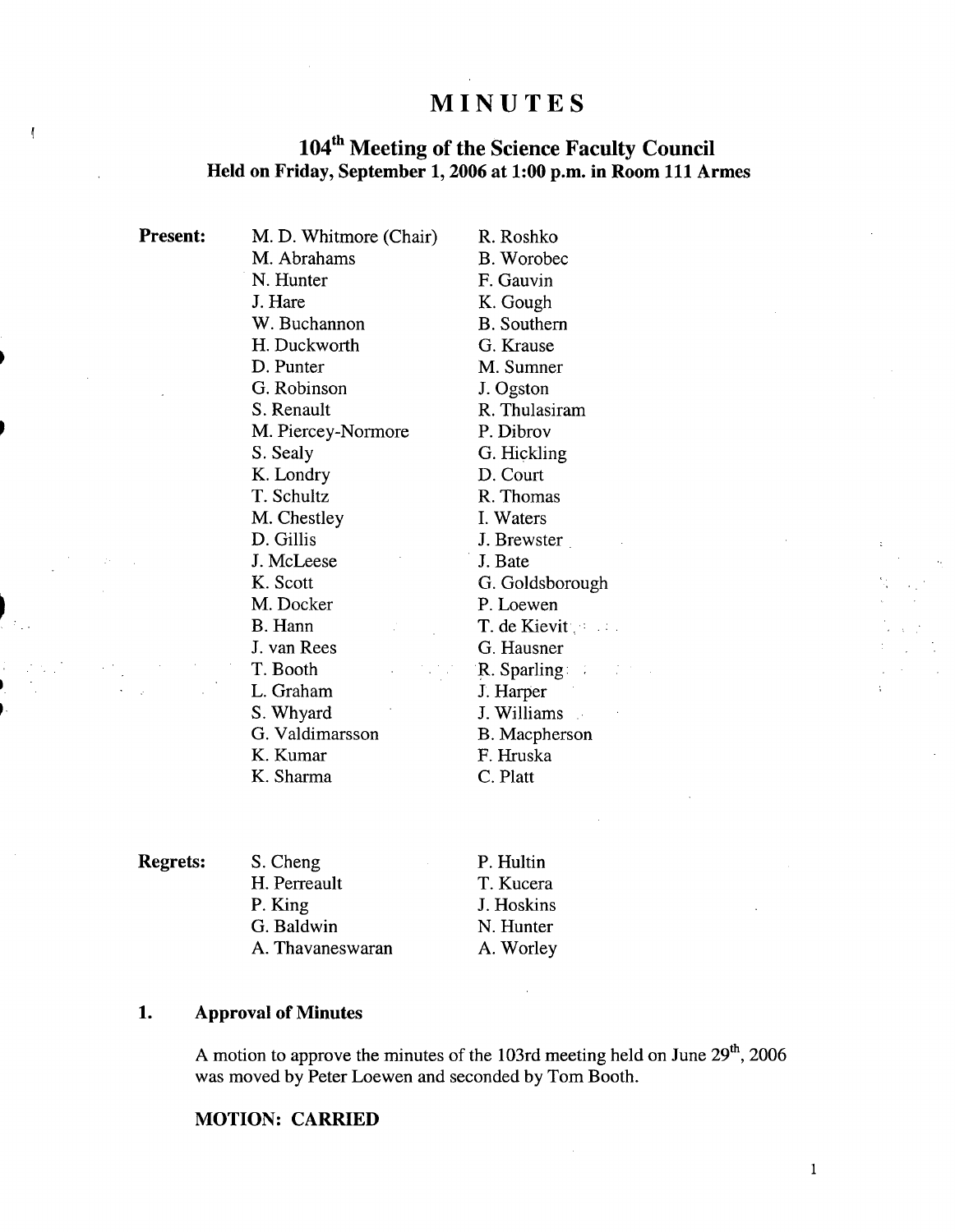# MINUTES

## 104th Meeting of the Science Faculty Council
**Held on Friday, September 1, 2006 at 1:00 p.m. in Room 111 Armes**

**Present:**

| | |
|---|---|
| M. D. Whitmore (Chair) | R. Roshko |
| M. Abrahams | B. Worobec |
| N. Hunter | F. Gauvin |
| J. Hare | K. Gough |
| W. Buchannon | B. Southern |
| H. Duckworth | G. Krause |
| D. Punter | M. Sumner |
| G. Robinson | J. Ogston |
| S. Renault | R. Thulasiram |
| M. Piercey-Normore | P. Dibrov |
| S. Sealy | G. Hickling |
| K. Londry | D. Court |
| T. Schultz | R. Thomas |
| M. Chestley | I. Waters |
| D. Gillis | J. Brewster |
| J. McLeese | J. Bate |
| K. Scott | G. Goldsborough |
| M. Docker | P. Loewen |
| B. Hann | T. de Kievit |
| J. van Rees | G. Hausner |
| T. Booth | R. Sparling |
| L. Graham | J. Harper |
| S. Whyard | J. Williams |
| G. Valdimarsson | B. Macpherson |
| K. Kumar | F. Hruska |
| K. Sharma | C. Platt |

**Regrets:**

| | |
|---|---|
| S. Cheng | P. Hultin |
| H. Perreault | T. Kucera |
| P. King | J. Hoskins |
| G. Baldwin | N. Hunter |
| A. Thavaneswaran | A. Worley |

### 1. Approval of Minutes

A motion to approve the minutes of the 103rd meeting held on June 29th, 2006 was moved by Peter Loewen and seconded by Tom Booth.

**MOTION: CARRIED**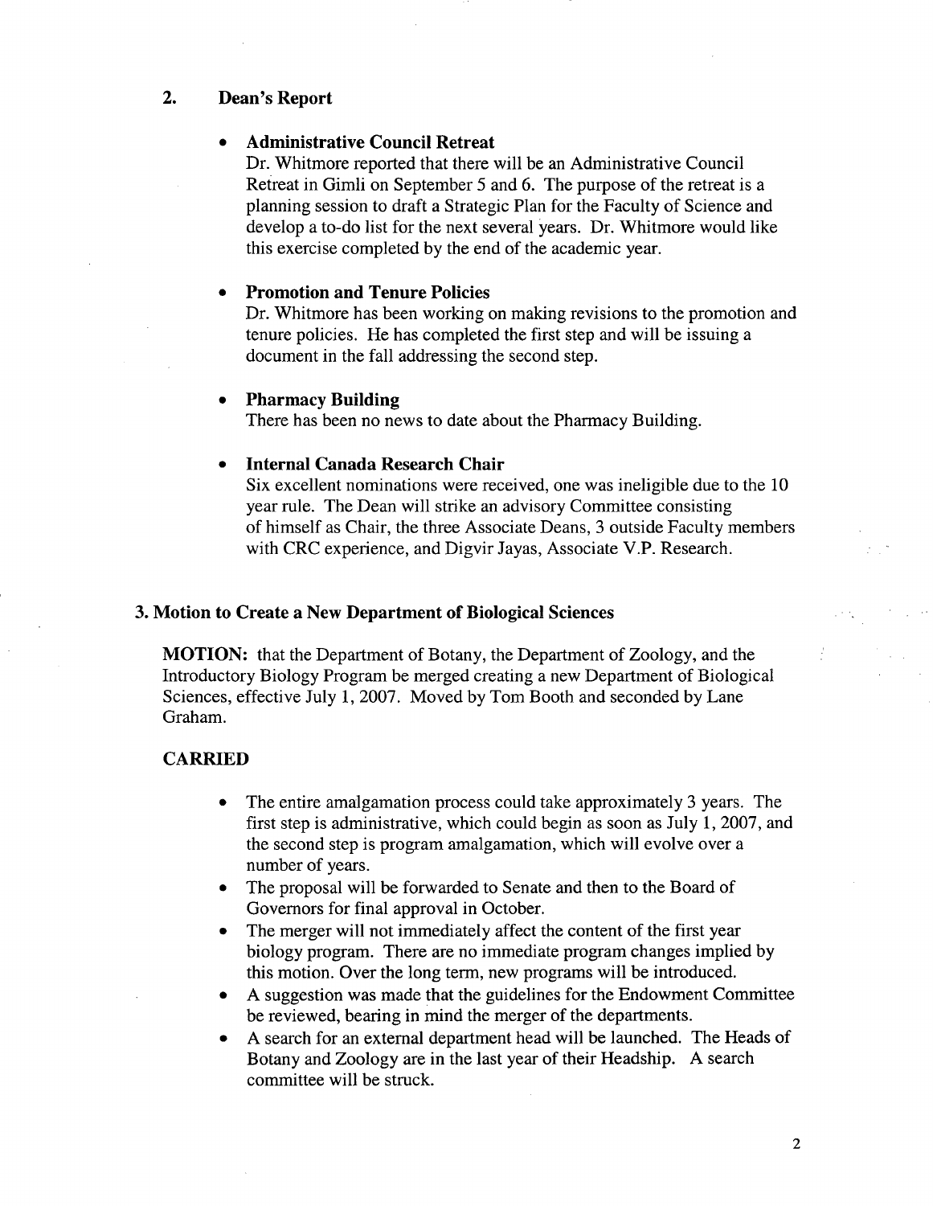## 2. Dean's Report

- **Administrative Council Retreat**
  Dr. Whitmore reported that there will be an Administrative Council Retreat in Gimli on September 5 and 6. The purpose of the retreat is a planning session to draft a Strategic Plan for the Faculty of Science and develop a to-do list for the next several years. Dr. Whitmore would like this exercise completed by the end of the academic year.

- **Promotion and Tenure Policies**
  Dr. Whitmore has been working on making revisions to the promotion and tenure policies. He has completed the first step and will be issuing a document in the fall addressing the second step.

- **Pharmacy Building**
  There has been no news to date about the Pharmacy Building.

- **Internal Canada Research Chair**
  Six excellent nominations were received, one was ineligible due to the 10 year rule. The Dean will strike an advisory Committee consisting of himself as Chair, the three Associate Deans, 3 outside Faculty members with CRC experience, and Digvir Jayas, Associate V.P. Research.

## 3. Motion to Create a New Department of Biological Sciences

**MOTION:** that the Department of Botany, the Department of Zoology, and the Introductory Biology Program be merged creating a new Department of Biological Sciences, effective July 1, 2007. Moved by Tom Booth and seconded by Lane Graham.

**CARRIED**

- The entire amalgamation process could take approximately 3 years. The first step is administrative, which could begin as soon as July 1, 2007, and the second step is program amalgamation, which will evolve over a number of years.
- The proposal will be forwarded to Senate and then to the Board of Governors for final approval in October.
- The merger will not immediately affect the content of the first year biology program. There are no immediate program changes implied by this motion. Over the long term, new programs will be introduced.
- A suggestion was made that the guidelines for the Endowment Committee be reviewed, bearing in mind the merger of the departments.
- A search for an external department head will be launched. The Heads of Botany and Zoology are in the last year of their Headship. A search committee will be struck.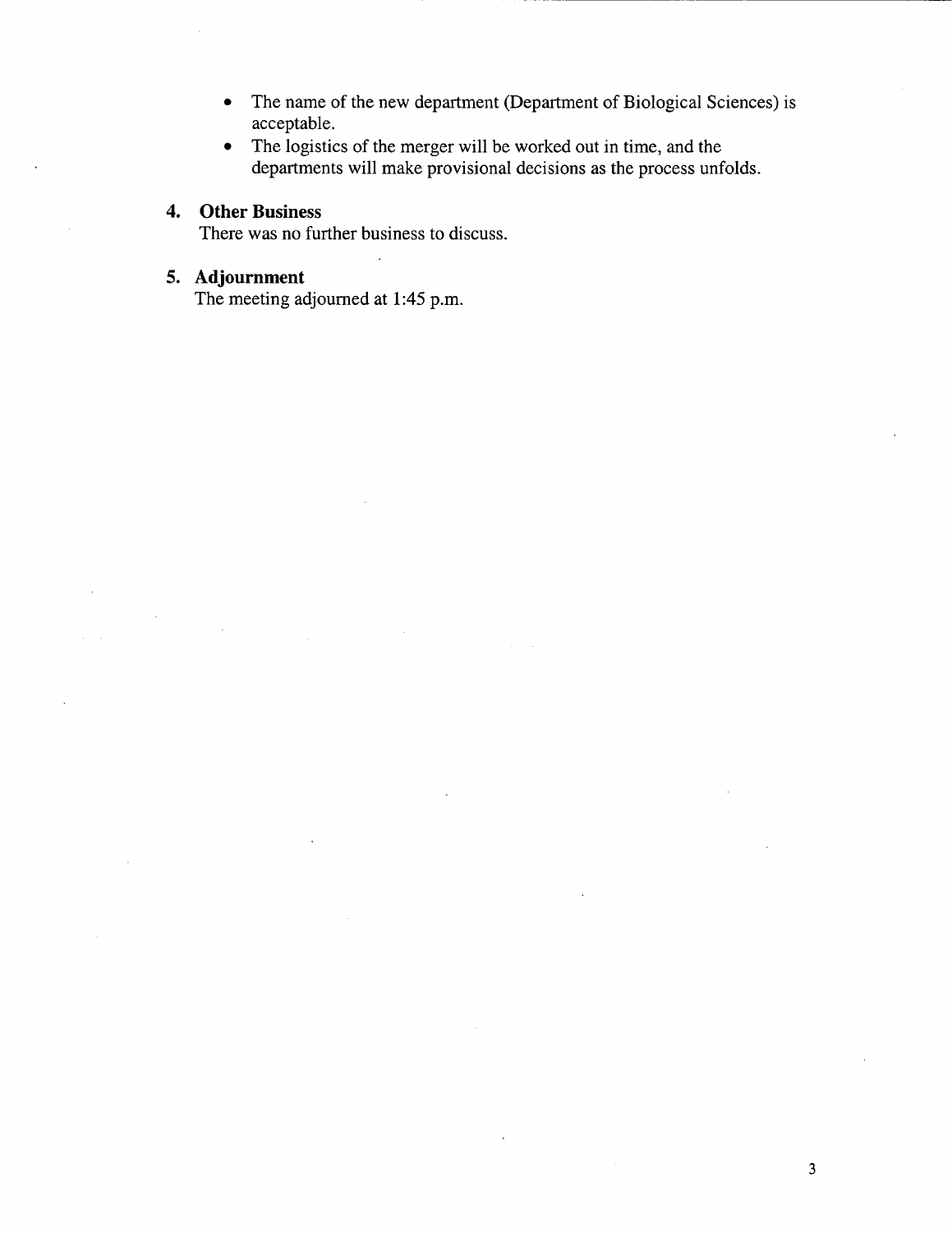- The name of the new department (Department of Biological Sciences) is acceptable.
- The logistics of the merger will be worked out in time, and the departments will make provisional decisions as the process unfolds.

**4. Other Business**

There was no further business to discuss.

**5. Adjournment**

The meeting adjourned at 1:45 p.m.